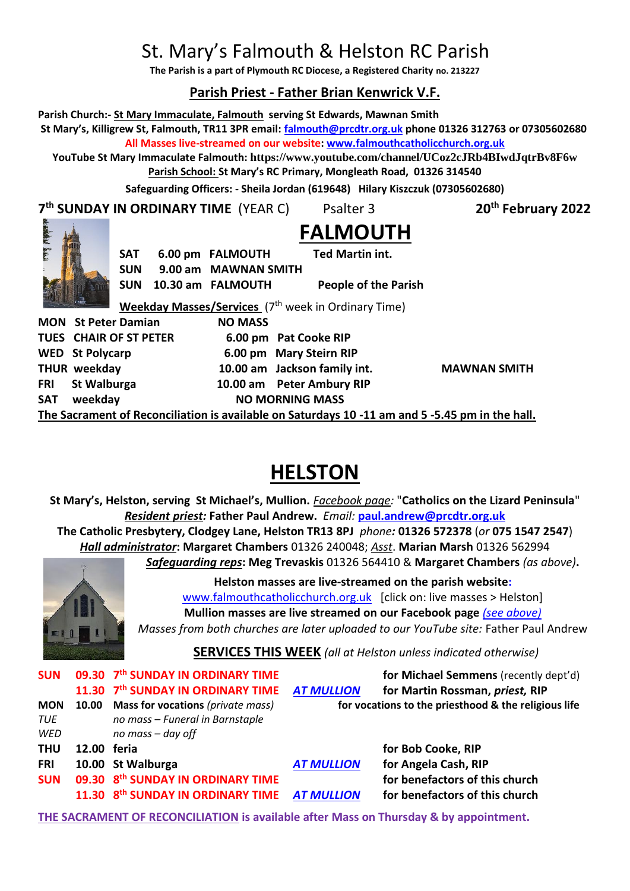# St. Mary's Falmouth & Helston RC Parish

**The Parish is a part of Plymouth RC Diocese, a Registered Charity no. 213227**

## Parish Priest - Father Brian Kenwrick V.F.

**Parish Church:- St Mary Immaculate, Falmouth serving St Edwards, Mawnan Smith**
**St Mary's, Killigrew St, Falmouth, TR11 3PR email: falmouth@prcdtr.org.uk phone 01326 312763 or 07305602680**
**All Masses live-streamed on our website: www.falmouthcatholicchurch.org.uk**
**YouTube St Mary Immaculate Falmouth: https://www.youtube.com/channel/UCoz2cJRb4BIwdJqtrBv8F6w**
**Parish School: St Mary's RC Primary, Mongleath Road, 01326 314540**
**Safeguarding Officers: - Sheila Jordan (619648) Hilary Kiszczuk (07305602680)**

**7th SUNDAY IN ORDINARY TIME** (YEAR C) Psalter 3 **20th February 2022**

## FALMOUTH

| | | | |
|---|---|---|---|
| **SAT** | **6.00 pm** | **FALMOUTH** | **Ted Martin int.** |
| **SUN** | **9.00 am** | **MAWNAN SMITH** | |
| **SUN** | **10.30 am** | **FALMOUTH** | **People of the Parish** |

**Weekday Masses/Services** (7th week in Ordinary Time)

| | | | | |
|---|---|---|---|---|
| **MON St Peter Damian** | **NO MASS** | | | |
| **TUES CHAIR OF ST PETER** | **6.00 pm** | **Pat Cooke RIP** | | |
| **WED St Polycarp** | **6.00 pm** | **Mary Steirn RIP** | | |
| **THUR weekday** | **10.00 am** | **Jackson family int.** | | **MAWNAN SMITH** |
| **FRI St Walburga** | **10.00 am** | **Peter Ambury RIP** | | |
| **SAT weekday** | **NO MORNING MASS** | | | |

**The Sacrament of Reconciliation is available on Saturdays 10 -11 am and 5 -5.45 pm in the hall.**

## HELSTON

**St Mary's, Helston, serving St Michael's, Mullion.** *Facebook page:* "**Catholics on the Lizard Peninsula**"
***Resident priest:*** **Father Paul Andrew.** *Email:* **paul.andrew@prcdtr.org.uk**
**The Catholic Presbytery, Clodgey Lane, Helston TR13 8PJ** *phone:* **01326 572378** (*or* **075 1547 2547**)
***Hall administrator*: Margaret Chambers** 01326 240048; *Asst*. **Marian Marsh** 01326 562994
***Safeguarding reps*: Meg Trevaskis** 01326 564410 & **Margaret Chambers** *(as above)*.

**Helston masses are live-streamed on the parish website:**
www.falmouthcatholicchurch.org.uk [click on: live masses > Helston]
**Mullion masses are live streamed on our Facebook page** *(see above)*
*Masses from both churches are later uploaded to our YouTube site:* Father Paul Andrew

**SERVICES THIS WEEK** *(all at Helston unless indicated otherwise)*

| | | | | |
|---|---|---|---|---|
| **SUN** | **09.30** | **7th SUNDAY IN ORDINARY TIME** | | **for Michael Semmens** (recently dept'd) |
| | **11.30** | **7th SUNDAY IN ORDINARY TIME** | ***AT MULLION*** | **for Martin Rossman, *priest,* RIP** |
| **MON** | **10.00** | **Mass for vocations** *(private mass)* | | **for vocations to the priesthood & the religious life** |
| *TUE* | | *no mass – Funeral in Barnstaple* | | |
| *WED* | | *no mass – day off* | | |
| **THU** | **12.00** | **feria** | | **for Bob Cooke, RIP** |
| **FRI** | **10.00** | **St Walburga** | ***AT MULLION*** | **for Angela Cash, RIP** |
| **SUN** | **09.30** | **8th SUNDAY IN ORDINARY TIME** | | **for benefactors of this church** |
| | **11.30** | **8th SUNDAY IN ORDINARY TIME** | ***AT MULLION*** | **for benefactors of this church** |

**THE SACRAMENT OF RECONCILIATION is available after Mass on Thursday & by appointment.**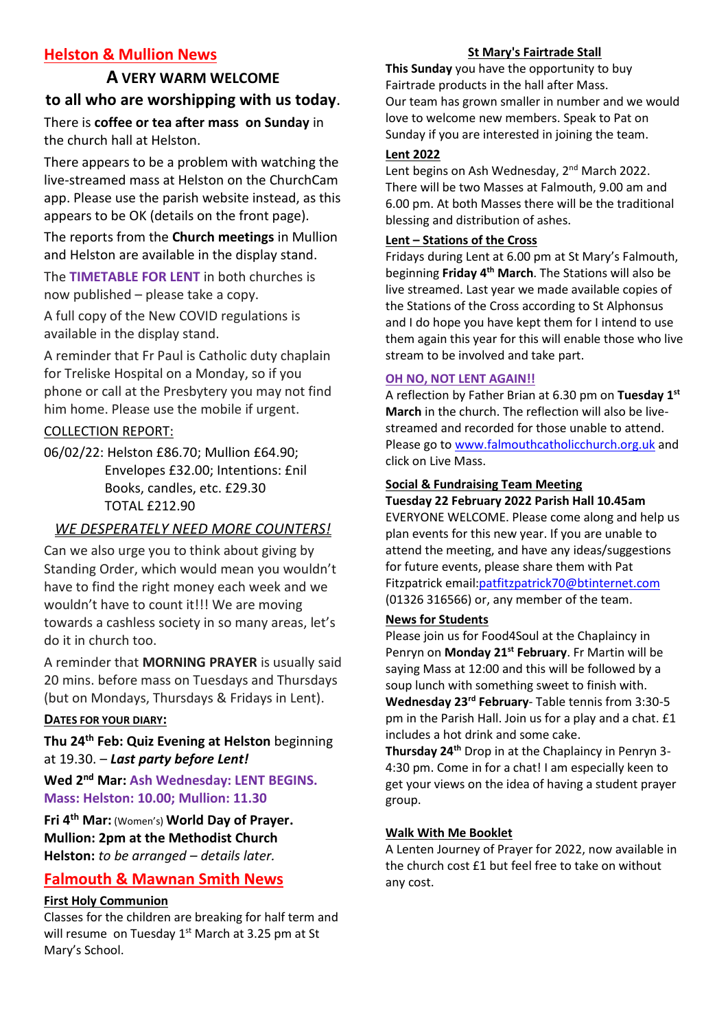## Helston & Mullion News

### A VERY WARM WELCOME

**to all who are worshipping with us today.**

There is **coffee or tea after mass on Sunday** in the church hall at Helston.

There appears to be a problem with watching the live-streamed mass at Helston on the ChurchCam app. Please use the parish website instead, as this appears to be OK (details on the front page).

The reports from the **Church meetings** in Mullion and Helston are available in the display stand.

The **TIMETABLE FOR LENT** in both churches is now published – please take a copy.

A full copy of the New COVID regulations is available in the display stand.

A reminder that Fr Paul is Catholic duty chaplain for Treliske Hospital on a Monday, so if you phone or call at the Presbytery you may not find him home. Please use the mobile if urgent.

COLLECTION REPORT:

06/02/22: Helston £86.70; Mullion £64.90;
Envelopes £32.00; Intentions: £nil
Books, candles, etc. £29.30
TOTAL £212.90

*WE DESPERATELY NEED MORE COUNTERS!*

Can we also urge you to think about giving by Standing Order, which would mean you wouldn't have to find the right money each week and we wouldn't have to count it!!! We are moving towards a cashless society in so many areas, let's do it in church too.

A reminder that **MORNING PRAYER** is usually said 20 mins. before mass on Tuesdays and Thursdays (but on Mondays, Thursdays & Fridays in Lent).

**DATES FOR YOUR DIARY:**

**Thu 24th Feb: Quiz Evening at Helston** beginning at 19.30. – ***Last party before Lent!***

**Wed 2nd Mar: Ash Wednesday: LENT BEGINS. Mass: Helston: 10.00; Mullion: 11.30**

**Fri 4th Mar:** (Women's) **World Day of Prayer. Mullion: 2pm at the Methodist Church Helston:** *to be arranged – details later.*

## Falmouth & Mawnan Smith News

**First Holy Communion**

Classes for the children are breaking for half term and will resume on Tuesday 1st March at 3.25 pm at St Mary's School.

**St Mary's Fairtrade Stall**

**This Sunday** you have the opportunity to buy Fairtrade products in the hall after Mass. Our team has grown smaller in number and we would love to welcome new members. Speak to Pat on Sunday if you are interested in joining the team.

**Lent 2022**

Lent begins on Ash Wednesday, 2nd March 2022. There will be two Masses at Falmouth, 9.00 am and 6.00 pm. At both Masses there will be the traditional blessing and distribution of ashes.

**Lent – Stations of the Cross**

Fridays during Lent at 6.00 pm at St Mary's Falmouth, beginning **Friday 4th March**. The Stations will also be live streamed. Last year we made available copies of the Stations of the Cross according to St Alphonsus and I do hope you have kept them for I intend to use them again this year for this will enable those who live stream to be involved and take part.

**OH NO, NOT LENT AGAIN!!**

A reflection by Father Brian at 6.30 pm on **Tuesday 1st March** in the church. The reflection will also be live-streamed and recorded for those unable to attend. Please go to www.falmouthcatholicchurch.org.uk and click on Live Mass.

**Social & Fundraising Team Meeting**

**Tuesday 22 February 2022 Parish Hall 10.45am**

EVERYONE WELCOME. Please come along and help us plan events for this new year. If you are unable to attend the meeting, and have any ideas/suggestions for future events, please share them with Pat Fitzpatrick email:patfitzpatrick70@btinternet.com (01326 316566) or, any member of the team.

**News for Students**

Please join us for Food4Soul at the Chaplaincy in Penryn on **Monday 21st February**. Fr Martin will be saying Mass at 12:00 and this will be followed by a soup lunch with something sweet to finish with.

**Wednesday 23rd February**- Table tennis from 3:30-5 pm in the Parish Hall. Join us for a play and a chat. £1 includes a hot drink and some cake.

**Thursday 24th** Drop in at the Chaplaincy in Penryn 3-4:30 pm. Come in for a chat! I am especially keen to get your views on the idea of having a student prayer group.

**Walk With Me Booklet**

A Lentenn Journey of Prayer for 2022, now available in the church cost £1 but feel free to take on without any cost.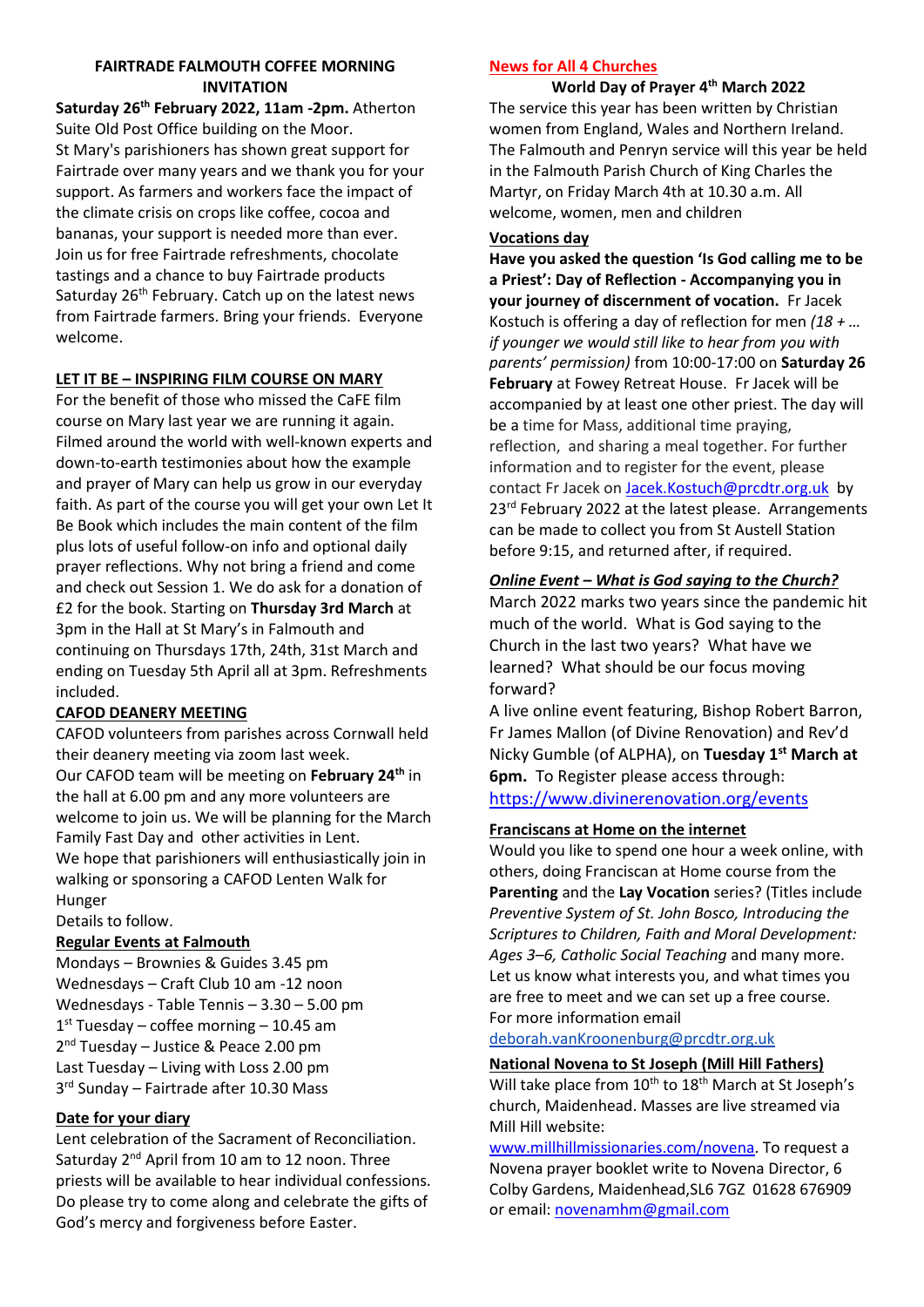## FAIRTRADE FALMOUTH COFFEE MORNING INVITATION

**Saturday 26th February 2022, 11am -2pm.** Atherton Suite Old Post Office building on the Moor.
St Mary's parishioners has shown great support for Fairtrade over many years and we thank you for your support. As farmers and workers face the impact of the climate crisis on crops like coffee, cocoa and bananas, your support is needed more than ever. Join us for free Fairtrade refreshments, chocolate tastings and a chance to buy Fairtrade products Saturday 26th February. Catch up on the latest news from Fairtrade farmers. Bring your friends. Everyone welcome.

**LET IT BE – INSPIRING FILM COURSE ON MARY**

For the benefit of those who missed the CaFE film course on Mary last year we are running it again. Filmed around the world with well-known experts and down-to-earth testimonies about how the example and prayer of Mary can help us grow in our everyday faith. As part of the course you will get your own Let It Be Book which includes the main content of the film plus lots of useful follow-on info and optional daily prayer reflections. Why not bring a friend and come and check out Session 1. We do ask for a donation of £2 for the book. Starting on **Thursday 3rd March** at 3pm in the Hall at St Mary's in Falmouth and continuing on Thursdays 17th, 24th, 31st March and ending on Tuesday 5th April all at 3pm. Refreshments included.

**CAFOD DEANERY MEETING**

CAFOD volunteers from parishes across Cornwall held their deanery meeting via zoom last week.
Our CAFOD team will be meeting on **February 24th** in the hall at 6.00 pm and any more volunteers are welcome to join us. We will be planning for the March Family Fast Day and other activities in Lent.
We hope that parishioners will enthusiastically join in walking or sponsoring a CAFOD Lenten Walk for Hunger
Details to follow.

**Regular Events at Falmouth**

Mondays – Brownies & Guides 3.45 pm
Wednesdays – Craft Club 10 am -12 noon
Wednesdays - Table Tennis – 3.30 – 5.00 pm
1st Tuesday – coffee morning – 10.45 am
2nd Tuesday – Justice & Peace 2.00 pm
Last Tuesday – Living with Loss 2.00 pm
3rd Sunday – Fairtrade after 10.30 Mass

**Date for your diary**

Lent celebration of the Sacrament of Reconciliation. Saturday 2nd April from 10 am to 12 noon. Three priests will be available to hear individual confessions. Do please try to come along and celebrate the gifts of God's mercy and forgiveness before Easter.

## News for All 4 Churches

**World Day of Prayer 4th March 2022**

The service this year has been written by Christian women from England, Wales and Northern Ireland. The Falmouth and Penryn service will this year be held in the Falmouth Parish Church of King Charles the Martyr, on Friday March 4th at 10.30 a.m. All welcome, women, men and children

**Vocations day**

**Have you asked the question 'Is God calling me to be a Priest': Day of Reflection - Accompanying you in your journey of discernment of vocation.** Fr Jacek Kostuch is offering a day of reflection for men *(18 + … if younger we would still like to hear from you with parents' permission)* from 10:00-17:00 on **Saturday 26 February** at Fowey Retreat House. Fr Jacek will be accompanied by at least one other priest. The day will be a time for Mass, additional time praying, reflection, and sharing a meal together. For further information and to register for the event, please contact Fr Jacek on Jacek.Kostuch@prcdtr.org.uk by 23rd February 2022 at the latest please. Arrangements can be made to collect you from St Austell Station before 9:15, and returned after, if required.

***Online Event – What is God saying to the Church?***

March 2022 marks two years since the pandemic hit much of the world. What is God saying to the Church in the last two years? What have we learned? What should be our focus moving forward?
A live online event featuring, Bishop Robert Barron, Fr James Mallon (of Divine Renovation) and Rev'd Nicky Gumble (of ALPHA), on **Tuesday 1st March at 6pm.** To Register please access through: https://www.divinerenovation.org/events

**Franciscans at Home on the internet**

Would you like to spend one hour a week online, with others, doing Franciscan at Home course from the **Parenting** and the **Lay Vocation** series? (Titles include *Preventive System of St. John Bosco, Introducing the Scriptures to Children, Faith and Moral Development: Ages 3–6, Catholic Social Teaching* and many more. Let us know what interests you, and what times you are free to meet and we can set up a free course.
For more information email deborah.vanKroonenburg@prcdtr.org.uk

**National Novena to St Joseph (Mill Hill Fathers)**

Will take place from 10th to 18th March at St Joseph's church, Maidenhead. Masses are live streamed via Mill Hill website:
www.millhillmissionaries.com/novena. To request a Novena prayer booklet write to Novena Director, 6 Colby Gardens, Maidenhead,SL6 7GZ 01628 676909 or email: novenamhm@gmail.com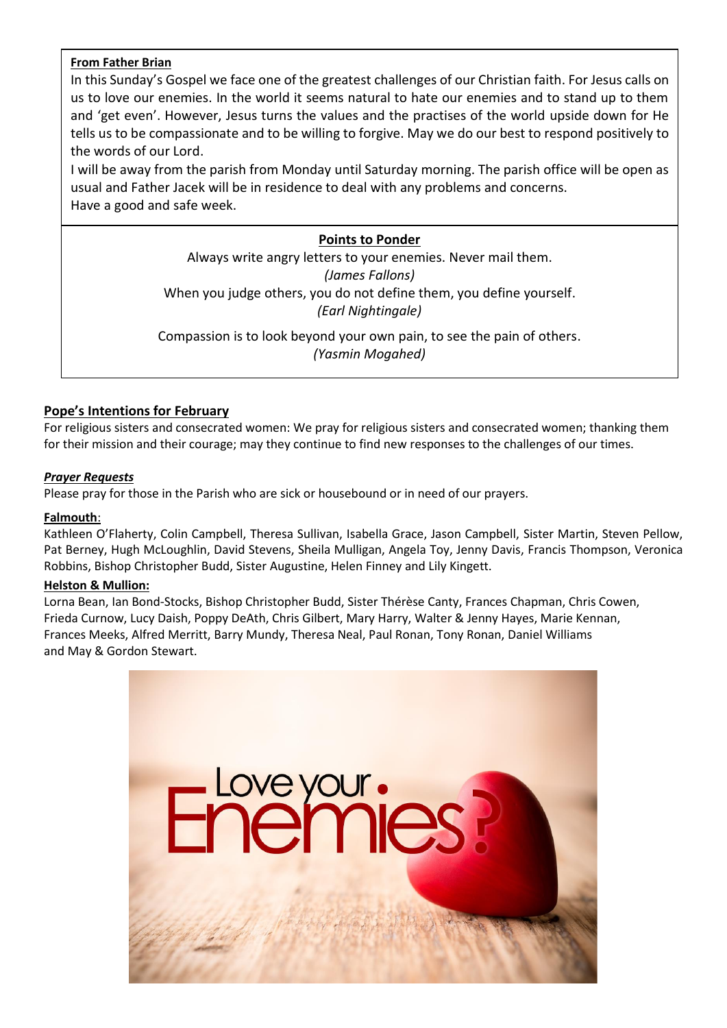**From Father Brian**

In this Sunday's Gospel we face one of the greatest challenges of our Christian faith. For Jesus calls on us to love our enemies. In the world it seems natural to hate our enemies and to stand up to them and 'get even'. However, Jesus turns the values and the practises of the world upside down for He tells us to be compassionate and to be willing to forgive. May we do our best to respond positively to the words of our Lord.

I will be away from the parish from Monday until Saturday morning. The parish office will be open as usual and Father Jacek will be in residence to deal with any problems and concerns.

Have a good and safe week.

**Points to Ponder**

Always write angry letters to your enemies. Never mail them.
*(James Fallons)*

When you judge others, you do not define them, you define yourself.
*(Earl Nightingale)*

Compassion is to look beyond your own pain, to see the pain of others.
*(Yasmin Mogahed)*

**Pope's Intentions for February**

For religious sisters and consecrated women: We pray for religious sisters and consecrated women; thanking them for their mission and their courage; may they continue to find new responses to the challenges of our times.

***Prayer Requests***

Please pray for those in the Parish who are sick or housebound or in need of our prayers.

**Falmouth**:

Kathleen O'Flaherty, Colin Campbell, Theresa Sullivan, Isabella Grace, Jason Campbell, Sister Martin, Steven Pellow, Pat Berney, Hugh McLoughlin, David Stevens, Sheila Mulligan, Angela Toy, Jenny Davis, Francis Thompson, Veronica Robbins, Bishop Christopher Budd, Sister Augustine, Helen Finney and Lily Kingett.

**Helston & Mullion:**

Lorna Bean, Ian Bond-Stocks, Bishop Christopher Budd, Sister Thérèse Canty, Frances Chapman, Chris Cowen, Frieda Curnow, Lucy Daish, Poppy DeAth, Chris Gilbert, Mary Harry, Walter & Jenny Hayes, Marie Kennan, Frances Meeks, Alfred Merritt, Barry Mundy, Theresa Neal, Paul Ronan, Tony Ronan, Daniel Williams and May & Gordon Stewart.

Love your Enemies?